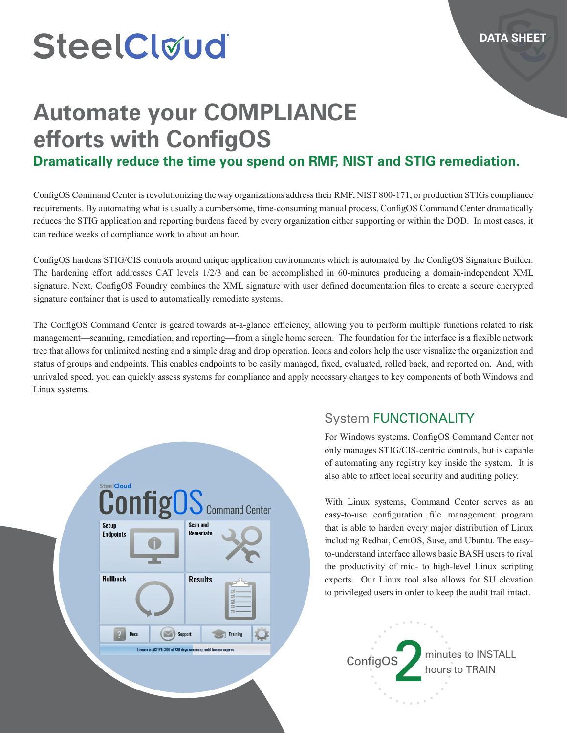SteelCloud

DATA SHEET

# Automate your COMPLIANCE efforts with ConfigOS

## Dramatically reduce the time you spend on RMF, NIST and STIG remediation.

ConfigOS Command Center is revolutionizing the way organizations address their RMF, NIST 800-171, or production STIGs compliance requirements. By automating what is usually a cumbersome, time-consuming manual process, ConfigOS Command Center dramatically reduces the STIG application and reporting burdens faced by every organization either supporting or within the DOD. In most cases, it can reduce weeks of compliance work to about an hour.

ConfigOS hardens STIG/CIS controls around unique application environments which is automated by the ConfigOS Signature Builder. The hardening effort addresses CAT levels 1/2/3 and can be accomplished in 60-minutes producing a domain-independent XML signature. Next, ConfigOS Foundry combines the XML signature with user defined documentation files to create a secure encrypted signature container that is used to automatically remediate systems.

The ConfigOS Command Center is geared towards at-a-glance efficiency, allowing you to perform multiple functions related to risk management—scanning, remediation, and reporting—from a single home screen. The foundation for the interface is a flexible network tree that allows for unlimited nesting and a simple drag and drop operation. Icons and colors help the user visualize the organization and status of groups and endpoints. This enables endpoints to be easily managed, fixed, evaluated, rolled back, and reported on. And, with unrivaled speed, you can quickly assess systems for compliance and apply necessary changes to key components of both Windows and Linux systems.

## System FUNCTIONALITY

For Windows systems, ConfigOS Command Center not only manages STIG/CIS-centric controls, but is capable of automating any registry key inside the system. It is also able to affect local security and auditing policy.

With Linux systems, Command Center serves as an easy-to-use configuration file management program that is able to harden every major distribution of Linux including Redhat, CentOS, Suse, and Ubuntu. The easy-to-understand interface allows basic BASH users to rival the productivity of mid- to high-level Linux scripting experts. Our Linux tool also allows for SU elevation to privileged users in order to keep the audit trail intact.

ConfigOS 2 minutes to INSTALL
hours to TRAIN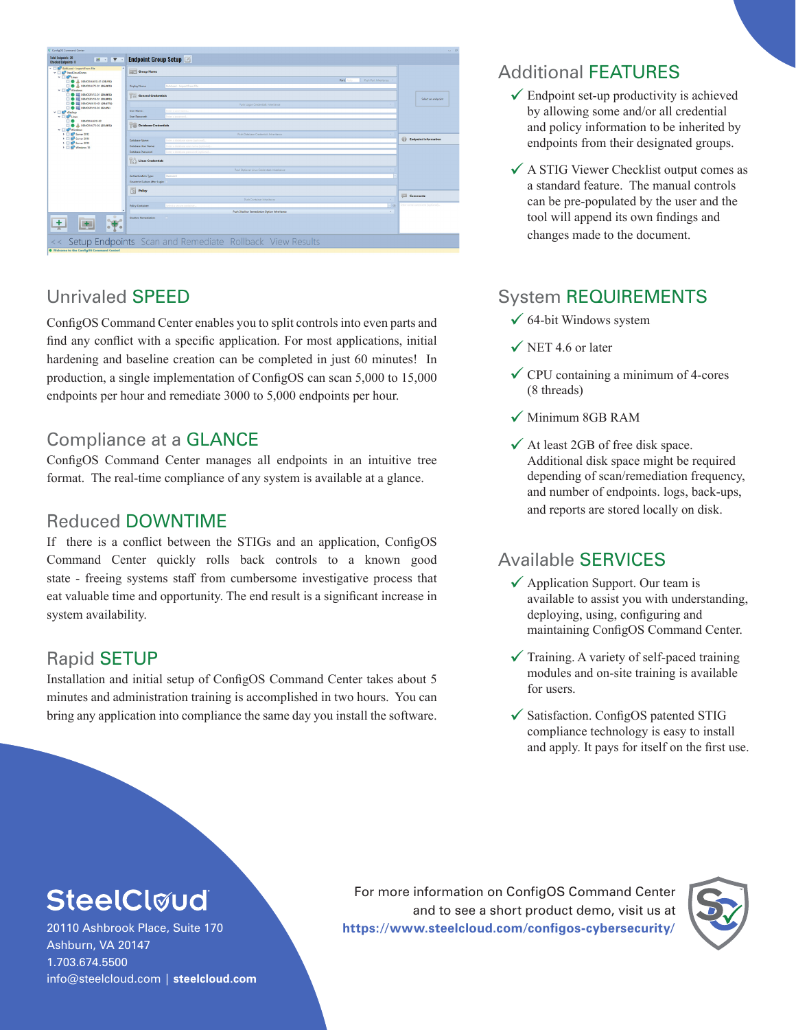## Unrivaled SPEED

ConfigOS Command Center enables you to split controls into even parts and find any conflict with a specific application. For most applications, initial hardening and baseline creation can be completed in just 60 minutes! In production, a single implementation of ConfigOS can scan 5,000 to 15,000 endpoints per hour and remediate 3000 to 5,000 endpoints per hour.

## Compliance at a GLANCE

ConfigOS Command Center manages all endpoints in an intuitive tree format. The real-time compliance of any system is available at a glance.

## Reduced DOWNTIME

If there is a conflict between the STIGs and an application, ConfigOS Command Center quickly rolls back controls to a known good state - freeing systems staff from cumbersome investigative process that eat valuable time and opportunity. The end result is a significant increase in system availability.

## Rapid SETUP

Installation and initial setup of ConfigOS Command Center takes about 5 minutes and administration training is accomplished in two hours. You can bring any application into compliance the same day you install the software.

## Additional FEATURES

- ✓ Endpoint set-up productivity is achieved by allowing some and/or all credential and policy information to be inherited by endpoints from their designated groups.
- ✓ A STIG Viewer Checklist output comes as a standard feature. The manual controls can be pre-populated by the user and the tool will append its own findings and changes made to the document.

## System REQUIREMENTS

- ✓ 64-bit Windows system
- ✓ NET 4.6 or later
- ✓ CPU containing a minimum of 4-cores (8 threads)
- ✓ Minimum 8GB RAM
- ✓ At least 2GB of free disk space. Additional disk space might be required depending of scan/remediation frequency, and number of endpoints. logs, back-ups, and reports are stored locally on disk.

## Available SERVICES

- ✓ Application Support. Our team is available to assist you with understanding, deploying, using, configuring and maintaining ConfigOS Command Center.
- ✓ Training. A variety of self-paced training modules and on-site training is available for users.
- ✓ Satisfaction. ConfigOS patented STIG compliance technology is easy to install and apply. It pays for itself on the first use.

**SteelCloud**

20110 Ashbrook Place, Suite 170
Ashburn, VA 20147
1.703.674.5500
info@steelcloud.com | **steelcloud.com**

For more information on ConfigOS Command Center and to see a short product demo, visit us at **https://www.steelcloud.com/configos-cybersecurity/**